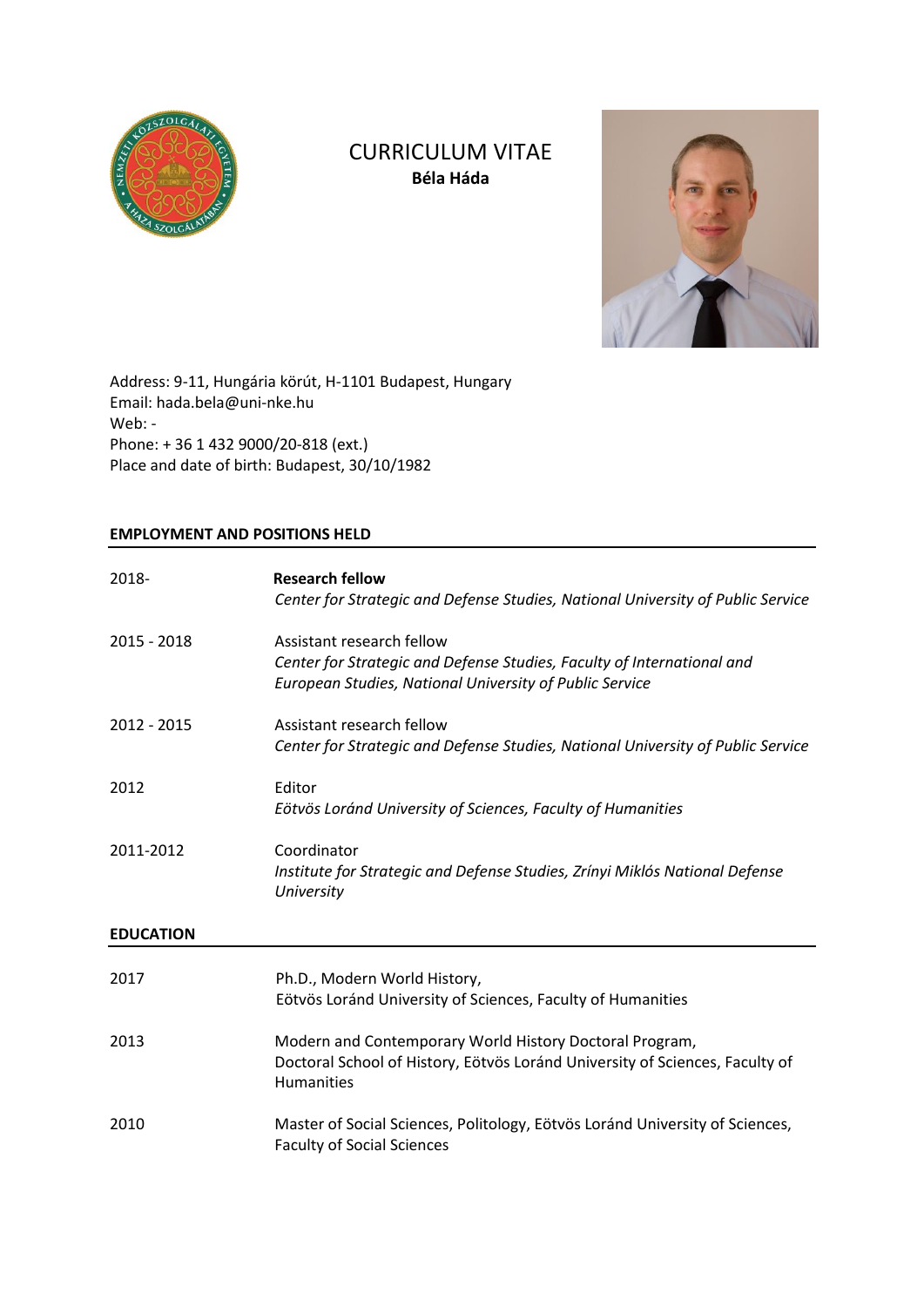# CURRICULUM VITAE

**Béla Háda**

Address: 9-11, Hungária körút, H-1101 Budapest, Hungary
Email: hada.bela@uni-nke.hu
Web: -
Phone: + 36 1 432 9000/20-818 (ext.)
Place and date of birth: Budapest, 30/10/1982

## EMPLOYMENT AND POSITIONS HELD

| | |
|---|---|
| 2018- | **Research fellow**<br>*Center for Strategic and Defense Studies, National University of Public Service* |
| 2015 - 2018 | Assistant research fellow<br>*Center for Strategic and Defense Studies, Faculty of International and European Studies, National University of Public Service* |
| 2012 - 2015 | Assistant research fellow<br>*Center for Strategic and Defense Studies, National University of Public Service* |
| 2012 | Editor<br>*Eötvös Loránd University of Sciences, Faculty of Humanities* |
| 2011-2012 | Coordinator<br>*Institute for Strategic and Defense Studies, Zrínyi Miklós National Defense University* |

## EDUCATION

| | |
|---|---|
| 2017 | Ph.D., Modern World History,<br>Eötvös Loránd University of Sciences, Faculty of Humanities |
| 2013 | Modern and Contemporary World History Doctoral Program,<br>Doctoral School of History, Eötvös Loránd University of Sciences, Faculty of Humanities |
| 2010 | Master of Social Sciences, Politology, Eötvös Loránd University of Sciences, Faculty of Social Sciences |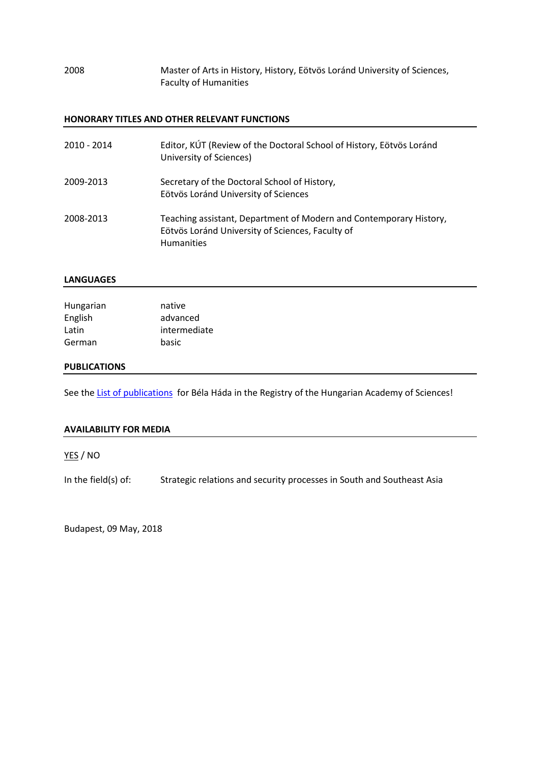| | |
|---|---|
| 2008 | Master of Arts in History, History, Eötvös Loránd University of Sciences, Faculty of Humanities |

**HONORARY TITLES AND OTHER RELEVANT FUNCTIONS**

| | |
|---|---|
| 2010 - 2014 | Editor, KÚT (Review of the Doctoral School of History, Eötvös Loránd University of Sciences) |
| 2009-2013 | Secretary of the Doctoral School of History, Eötvös Loránd University of Sciences |
| 2008-2013 | Teaching assistant, Department of Modern and Contemporary History, Eötvös Loránd University of Sciences, Faculty of Humanities |

**LANGUAGES**

| | |
|---|---|
| Hungarian | native |
| English | advanced |
| Latin | intermediate |
| German | basic |

**PUBLICATIONS**

See the List of publications for Béla Háda in the Registry of the Hungarian Academy of Sciences!

**AVAILABILITY FOR MEDIA**

YES / NO

In the field(s) of: Strategic relations and security processes in South and Southeast Asia

Budapest, 09 May, 2018